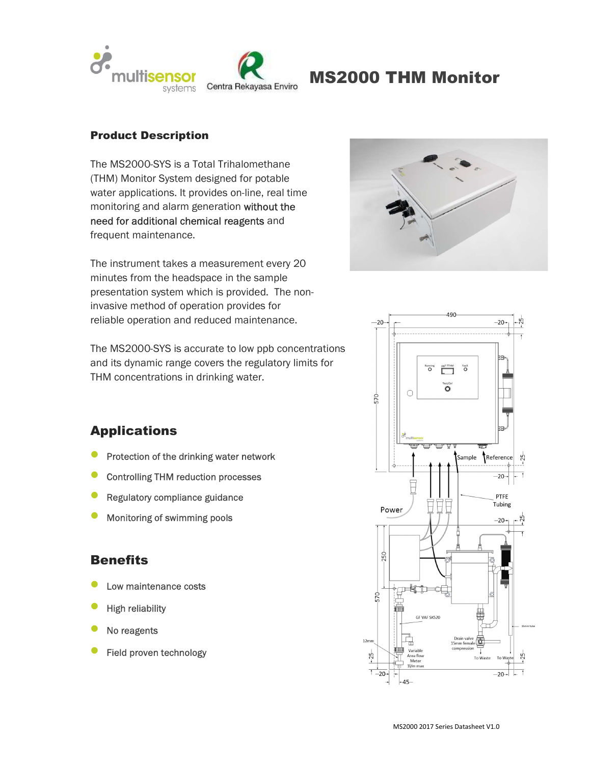# MS2000 THM Monitor

## Product Description

The MS2000-SYS is a Total Trihalomethane (THM) Monitor System designed for potable water applications. It provides on-line, real time monitoring and alarm generation without the need for additional chemical reagents and frequent maintenance.

The instrument takes a measurement every 20 minutes from the headspace in the sample presentation system which is provided. The non-invasive method of operation provides for reliable operation and reduced maintenance.

The MS2000-SYS is accurate to low ppb concentrations and its dynamic range covers the regulatory limits for THM concentrations in drinking water.

## Applications

- Protection of the drinking water network
- Controlling THM reduction processes
- Regulatory compliance guidance
- Monitoring of swimming pools

## Benefits

- Low maintenance costs
- High reliability
- No reagents
- Field proven technology

490
20
20
25
570
Running
ug/l TTHM
Fault
Test/Cal
Sample
Reference
20
25
Power
PTFE Tubing
20
25
250
570
GF VAF SK520
12mm
Variable Area flow Meter 1l/m max
Drain valve 15mm female compression
To Waste
To Waste
25
25
20
45
20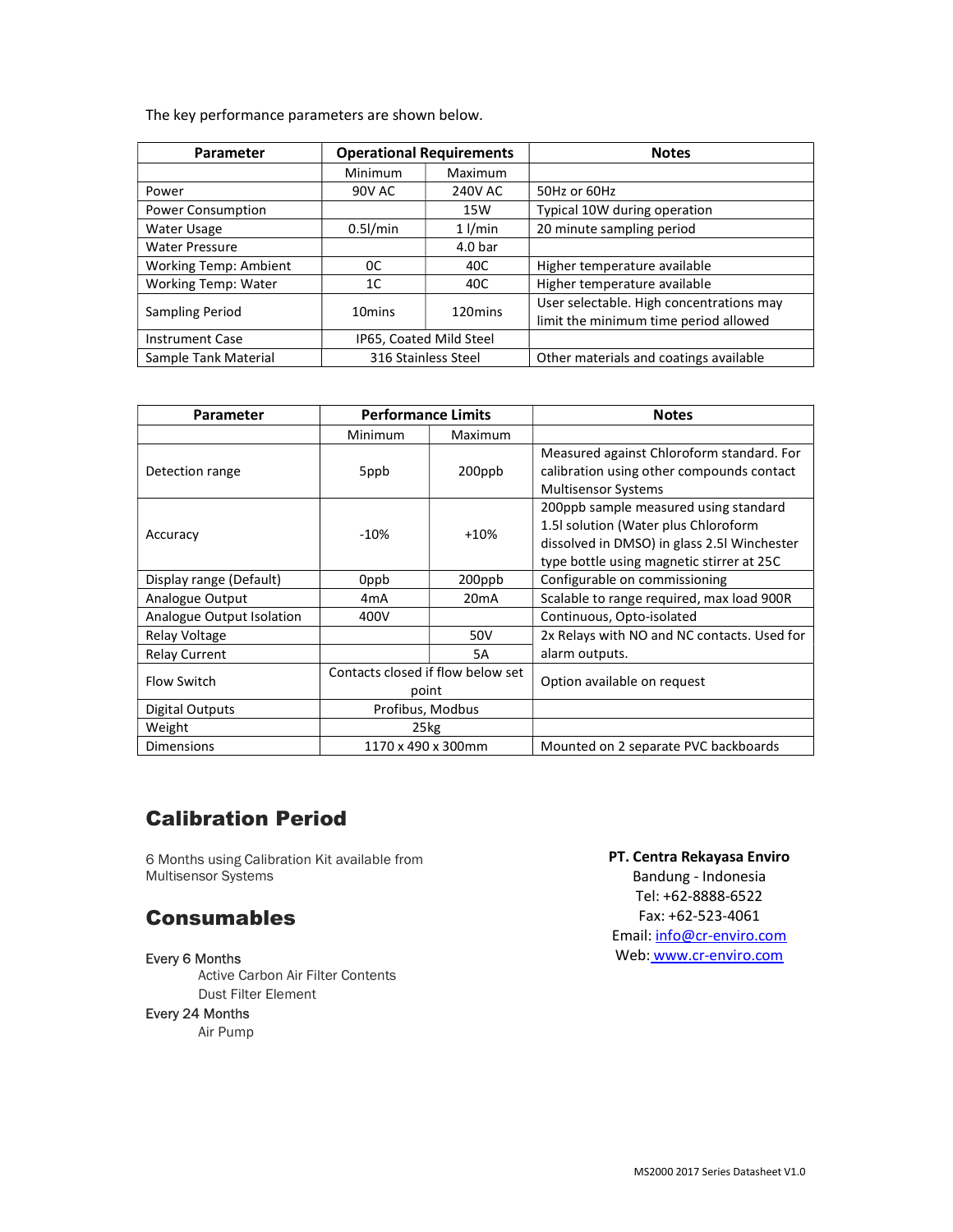The key performance parameters are shown below.

| Parameter | Operational Requirements | | Notes |
|---|---|---|---|
| | Minimum | Maximum | |
| Power | 90V AC | 240V AC | 50Hz or 60Hz |
| Power Consumption | | 15W | Typical 10W during operation |
| Water Usage | 0.5l/min | 1 l/min | 20 minute sampling period |
| Water Pressure | | 4.0 bar | |
| Working Temp: Ambient | 0C | 40C | Higher temperature available |
| Working Temp: Water | 1C | 40C | Higher temperature available |
| Sampling Period | 10mins | 120mins | User selectable. High concentrations may limit the minimum time period allowed |
| Instrument Case | IP65, Coated Mild Steel | | |
| Sample Tank Material | 316 Stainless Steel | | Other materials and coatings available |

| Parameter | Performance Limits | | Notes |
|---|---|---|---|
| | Minimum | Maximum | |
| Detection range | 5ppb | 200ppb | Measured against Chloroform standard. For calibration using other compounds contact Multisensor Systems |
| Accuracy | -10% | +10% | 200ppb sample measured using standard 1.5l solution (Water plus Chloroform dissolved in DMSO) in glass 2.5l Winchester type bottle using magnetic stirrer at 25C |
| Display range (Default) | 0ppb | 200ppb | Configurable on commissioning |
| Analogue Output | 4mA | 20mA | Scalable to range required, max load 900R |
| Analogue Output Isolation | 400V | | Continuous, Opto-isolated |
| Relay Voltage | | 50V | 2x Relays with NO and NC contacts. Used for alarm outputs. |
| Relay Current | | 5A | |
| Flow Switch | Contacts closed if flow below set point | | Option available on request |
| Digital Outputs | Profibus, Modbus | | |
| Weight | 25kg | | |
| Dimensions | 1170 x 490 x 300mm | | Mounted on 2 separate PVC backboards |

## Calibration Period

6 Months using Calibration Kit available from Multisensor Systems

## Consumables

Every 6 Months
- Active Carbon Air Filter Contents
- Dust Filter Element

Every 24 Months
- Air Pump

**PT. Centra Rekayasa Enviro**
Bandung - Indonesia
Tel: +62-8888-6522
Fax: +62-523-4061
Email: info@cr-enviro.com
Web: www.cr-enviro.com

MS2000 2017 Series Datasheet V1.0